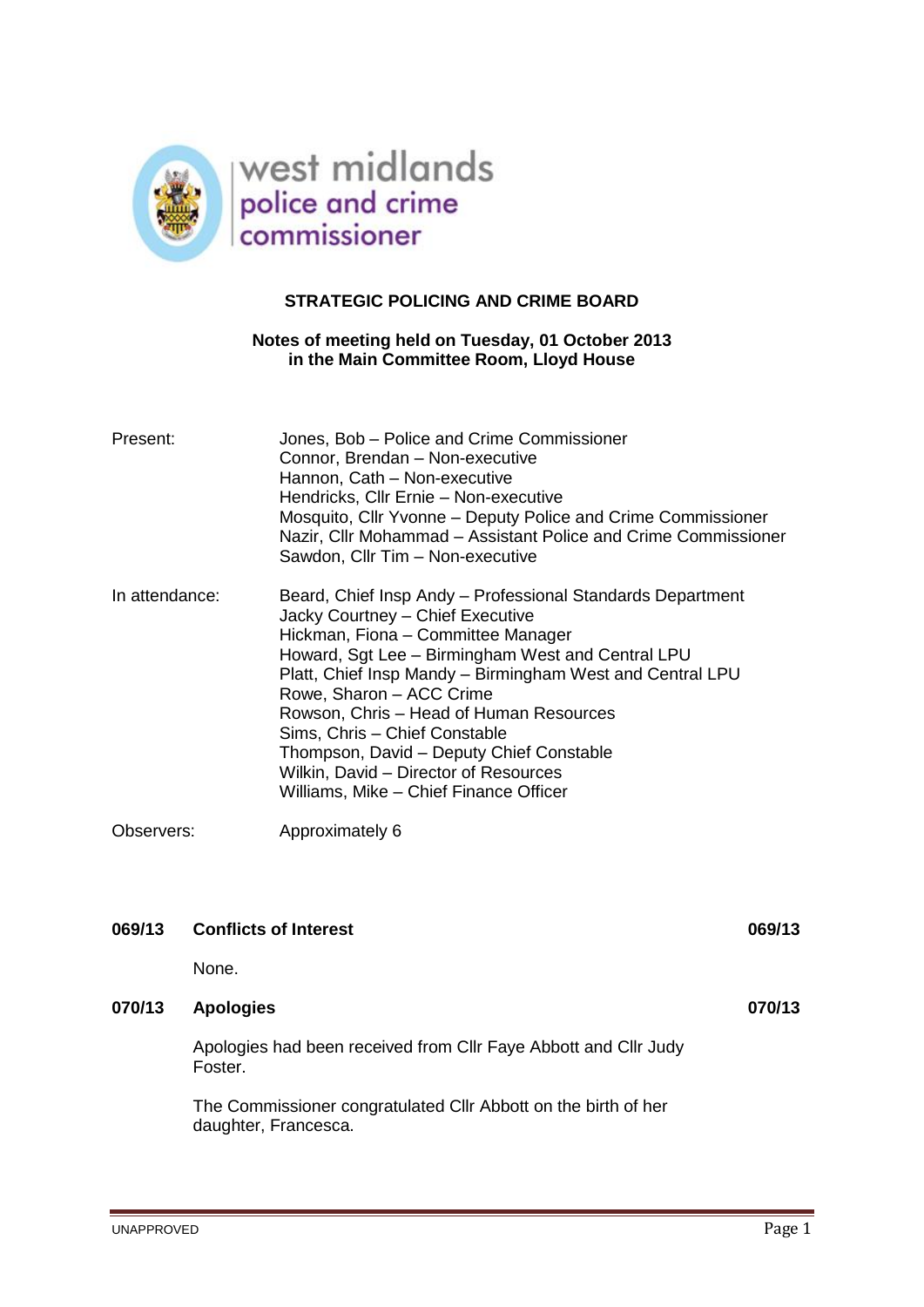west midlands
police and crime
commissioner

# STRATEGIC POLICING AND CRIME BOARD

**Notes of meeting held on Tuesday, 01 October 2013**
**in the Main Committee Room, Lloyd House**

| | |
|---|---|
| Present: | Jones, Bob – Police and Crime Commissioner<br>Connor, Brendan – Non-executive<br>Hannon, Cath – Non-executive<br>Hendricks, Cllr Ernie – Non-executive<br>Mosquito, Cllr Yvonne – Deputy Police and Crime Commissioner<br>Nazir, Cllr Mohammad – Assistant Police and Crime Commissioner<br>Sawdon, Cllr Tim – Non-executive |
| In attendance: | Beard, Chief Insp Andy – Professional Standards Department<br>Jacky Courtney – Chief Executive<br>Hickman, Fiona – Committee Manager<br>Howard, Sgt Lee – Birmingham West and Central LPU<br>Platt, Chief Insp Mandy – Birmingham West and Central LPU<br>Rowe, Sharon – ACC Crime<br>Rowson, Chris – Head of Human Resources<br>Sims, Chris – Chief Constable<br>Thompson, David – Deputy Chief Constable<br>Wilkin, David – Director of Resources<br>Williams, Mike – Chief Finance Officer |
| Observers: | Approximately 6 |

## 069/13 Conflicts of Interest 069/13

None.

## 070/13 Apologies 070/13

Apologies had been received from Cllr Faye Abbott and Cllr Judy Foster.

The Commissioner congratulated Cllr Abbott on the birth of her daughter, Francesca.

UNAPPROVED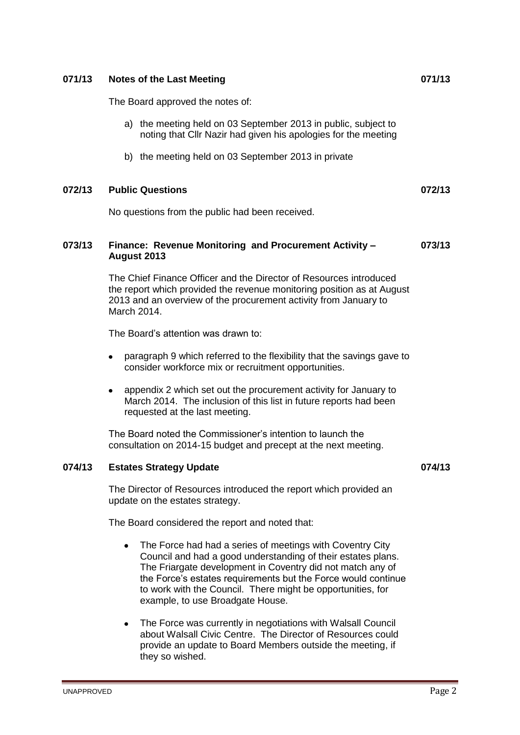## 071/13 Notes of the Last Meeting

The Board approved the notes of:

a) the meeting held on 03 September 2013 in public, subject to noting that Cllr Nazir had given his apologies for the meeting

b) the meeting held on 03 September 2013 in private

## 072/13 Public Questions

No questions from the public had been received.

## 073/13 Finance: Revenue Monitoring and Procurement Activity – August 2013

The Chief Finance Officer and the Director of Resources introduced the report which provided the revenue monitoring position as at August 2013 and an overview of the procurement activity from January to March 2014.

The Board's attention was drawn to:

- paragraph 9 which referred to the flexibility that the savings gave to consider workforce mix or recruitment opportunities.
- appendix 2 which set out the procurement activity for January to March 2014. The inclusion of this list in future reports had been requested at the last meeting.

The Board noted the Commissioner's intention to launch the consultation on 2014-15 budget and precept at the next meeting.

## 074/13 Estates Strategy Update

The Director of Resources introduced the report which provided an update on the estates strategy.

The Board considered the report and noted that:

- The Force had had a series of meetings with Coventry City Council and had a good understanding of their estates plans. The Friargate development in Coventry did not match any of the Force's estates requirements but the Force would continue to work with the Council. There might be opportunities, for example, to use Broadgate House.
- The Force was currently in negotiations with Walsall Council about Walsall Civic Centre. The Director of Resources could provide an update to Board Members outside the meeting, if they so wished.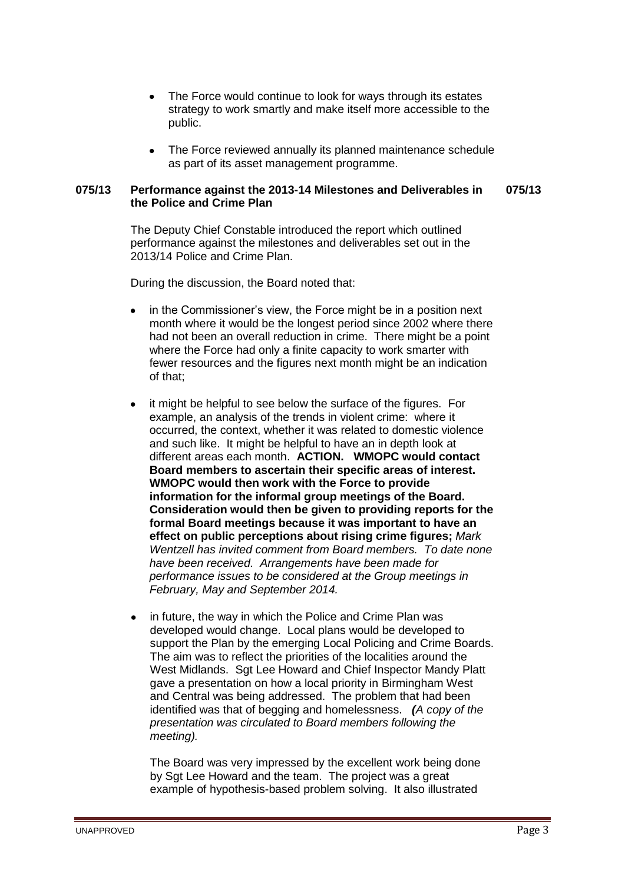- The Force would continue to look for ways through its estates strategy to work smartly and make itself more accessible to the public.

- The Force reviewed annually its planned maintenance schedule as part of its asset management programme.

## 075/13 Performance against the 2013-14 Milestones and Deliverables in the Police and Crime Plan 075/13

The Deputy Chief Constable introduced the report which outlined performance against the milestones and deliverables set out in the 2013/14 Police and Crime Plan.

During the discussion, the Board noted that:

- in the Commissioner's view, the Force might be in a position next month where it would be the longest period since 2002 where there had not been an overall reduction in crime. There might be a point where the Force had only a finite capacity to work smarter with fewer resources and the figures next month might be an indication of that;

- it might be helpful to see below the surface of the figures. For example, an analysis of the trends in violent crime: where it occurred, the context, whether it was related to domestic violence and such like. It might be helpful to have an in depth look at different areas each month. **ACTION. WMOPC would contact Board members to ascertain their specific areas of interest. WMOPC would then work with the Force to provide information for the informal group meetings of the Board. Consideration would then be given to providing reports for the formal Board meetings because it was important to have an effect on public perceptions about rising crime figures;** *Mark Wentzell has invited comment from Board members. To date none have been received. Arrangements have been made for performance issues to be considered at the Group meetings in February, May and September 2014.*

- in future, the way in which the Police and Crime Plan was developed would change. Local plans would be developed to support the Plan by the emerging Local Policing and Crime Boards. The aim was to reflect the priorities of the localities around the West Midlands. Sgt Lee Howard and Chief Inspector Mandy Platt gave a presentation on how a local priority in Birmingham West and Central was being addressed. The problem that had been identified was that of begging and homelessness. ***(****A copy of the presentation was circulated to Board members following the meeting).*

  The Board was very impressed by the excellent work being done by Sgt Lee Howard and the team. The project was a great example of hypothesis-based problem solving. It also illustrated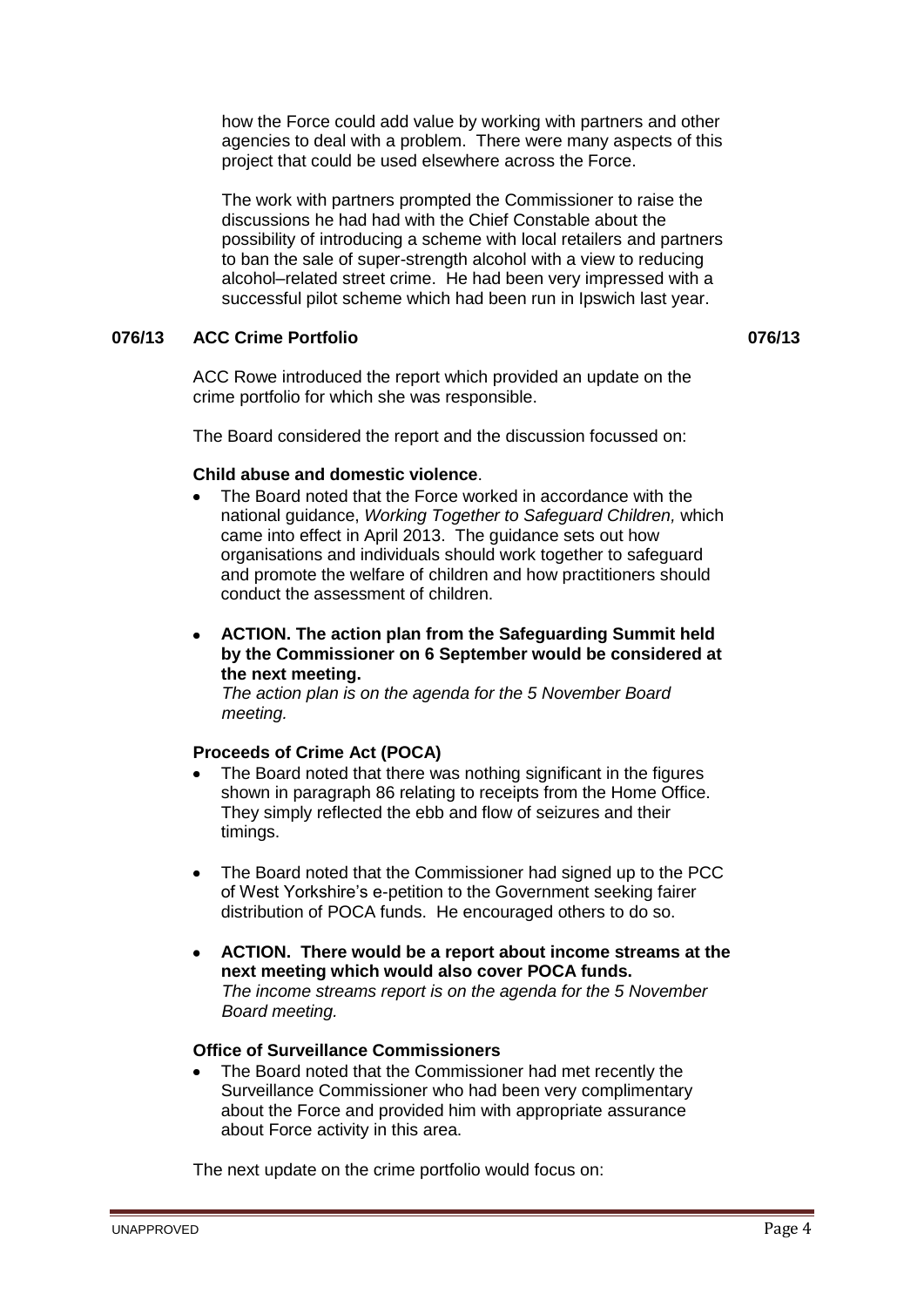how the Force could add value by working with partners and other agencies to deal with a problem. There were many aspects of this project that could be used elsewhere across the Force.

The work with partners prompted the Commissioner to raise the discussions he had had with the Chief Constable about the possibility of introducing a scheme with local retailers and partners to ban the sale of super-strength alcohol with a view to reducing alcohol–related street crime. He had been very impressed with a successful pilot scheme which had been run in Ipswich last year.

## 076/13 ACC Crime Portfolio 076/13

ACC Rowe introduced the report which provided an update on the crime portfolio for which she was responsible.

The Board considered the report and the discussion focussed on:

**Child abuse and domestic violence**.

- The Board noted that the Force worked in accordance with the national guidance, *Working Together to Safeguard Children,* which came into effect in April 2013. The guidance sets out how organisations and individuals should work together to safeguard and promote the welfare of children and how practitioners should conduct the assessment of children.

- **ACTION. The action plan from the Safeguarding Summit held by the Commissioner on 6 September would be considered at the next meeting.**
  *The action plan is on the agenda for the 5 November Board meeting.*

**Proceeds of Crime Act (POCA)**

- The Board noted that there was nothing significant in the figures shown in paragraph 86 relating to receipts from the Home Office. They simply reflected the ebb and flow of seizures and their timings.

- The Board noted that the Commissioner had signed up to the PCC of West Yorkshire's e-petition to the Government seeking fairer distribution of POCA funds. He encouraged others to do so.

- **ACTION. There would be a report about income streams at the next meeting which would also cover POCA funds.**
  *The income streams report is on the agenda for the 5 November Board meeting.*

**Office of Surveillance Commissioners**

- The Board noted that the Commissioner had met recently the Surveillance Commissioner who had been very complimentary about the Force and provided him with appropriate assurance about Force activity in this area.

The next update on the crime portfolio would focus on: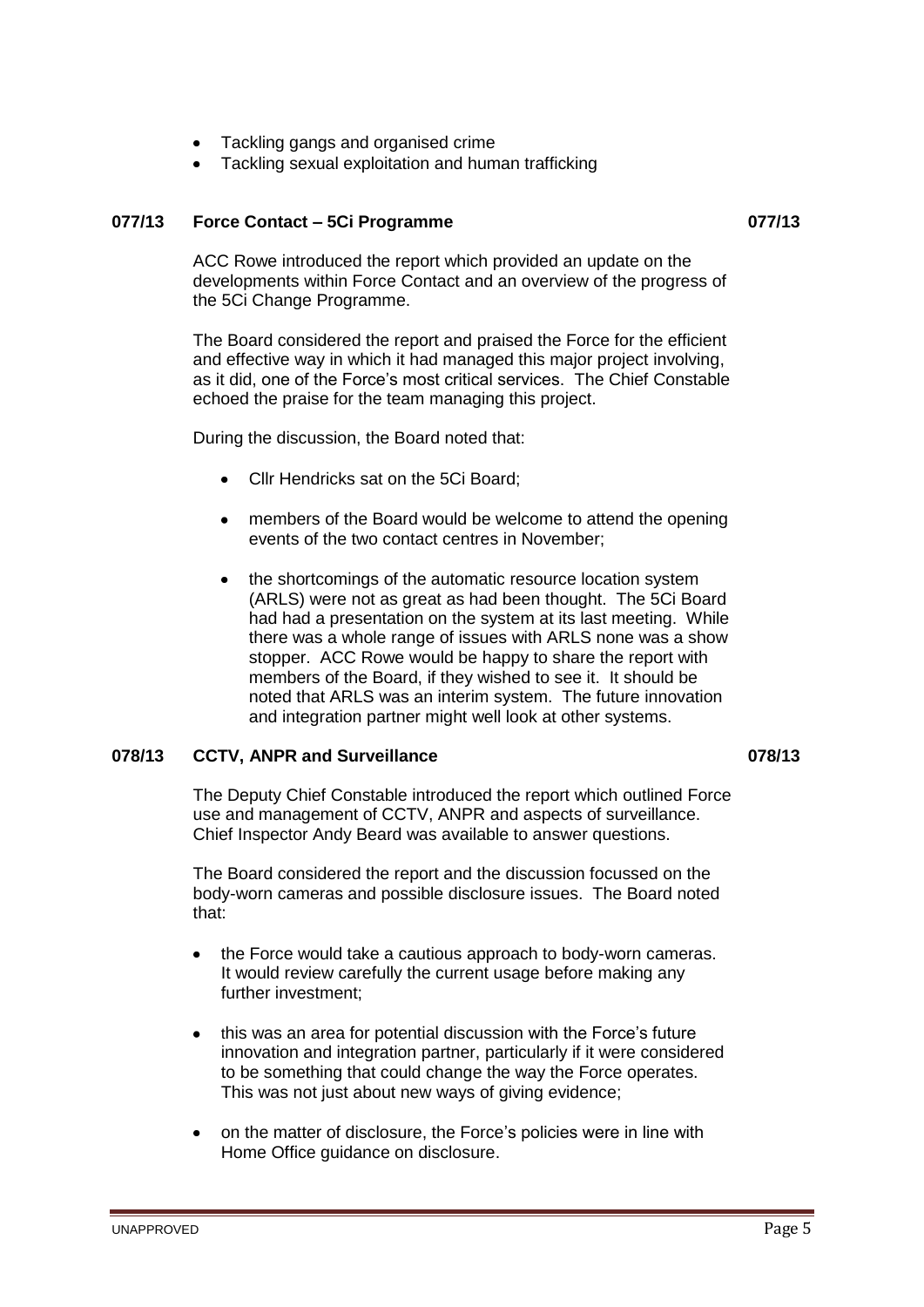- Tackling gangs and organised crime
- Tackling sexual exploitation and human trafficking

## 077/13 Force Contact – 5Ci Programme

ACC Rowe introduced the report which provided an update on the developments within Force Contact and an overview of the progress of the 5Ci Change Programme.

The Board considered the report and praised the Force for the efficient and effective way in which it had managed this major project involving, as it did, one of the Force's most critical services. The Chief Constable echoed the praise for the team managing this project.

During the discussion, the Board noted that:

- Cllr Hendricks sat on the 5Ci Board;
- members of the Board would be welcome to attend the opening events of the two contact centres in November;
- the shortcomings of the automatic resource location system (ARLS) were not as great as had been thought. The 5Ci Board had had a presentation on the system at its last meeting. While there was a whole range of issues with ARLS none was a show stopper. ACC Rowe would be happy to share the report with members of the Board, if they wished to see it. It should be noted that ARLS was an interim system. The future innovation and integration partner might well look at other systems.

## 078/13 CCTV, ANPR and Surveillance

The Deputy Chief Constable introduced the report which outlined Force use and management of CCTV, ANPR and aspects of surveillance. Chief Inspector Andy Beard was available to answer questions.

The Board considered the report and the discussion focussed on the body-worn cameras and possible disclosure issues. The Board noted that:

- the Force would take a cautious approach to body-worn cameras. It would review carefully the current usage before making any further investment;
- this was an area for potential discussion with the Force's future innovation and integration partner, particularly if it were considered to be something that could change the way the Force operates. This was not just about new ways of giving evidence;
- on the matter of disclosure, the Force's policies were in line with Home Office guidance on disclosure.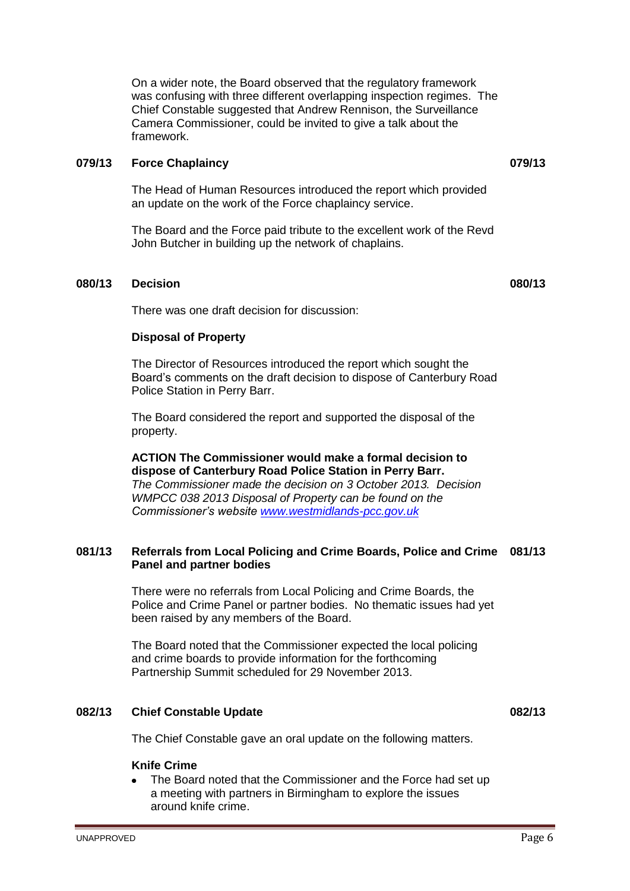On a wider note, the Board observed that the regulatory framework was confusing with three different overlapping inspection regimes. The Chief Constable suggested that Andrew Rennison, the Surveillance Camera Commissioner, could be invited to give a talk about the framework.

## 079/13 Force Chaplaincy

The Head of Human Resources introduced the report which provided an update on the work of the Force chaplaincy service.

The Board and the Force paid tribute to the excellent work of the Revd John Butcher in building up the network of chaplains.

## 080/13 Decision

There was one draft decision for discussion:

**Disposal of Property**

The Director of Resources introduced the report which sought the Board's comments on the draft decision to dispose of Canterbury Road Police Station in Perry Barr.

The Board considered the report and supported the disposal of the property.

**ACTION The Commissioner would make a formal decision to dispose of Canterbury Road Police Station in Perry Barr.**
*The Commissioner made the decision on 3 October 2013. Decision WMPCC 038 2013 Disposal of Property can be found on the Commissioner's website [www.westmidlands-pcc.gov.uk](www.westmidlands-pcc.gov.uk)*

## 081/13 Referrals from Local Policing and Crime Boards, Police and Crime Panel and partner bodies

There were no referrals from Local Policing and Crime Boards, the Police and Crime Panel or partner bodies. No thematic issues had yet been raised by any members of the Board.

The Board noted that the Commissioner expected the local policing and crime boards to provide information for the forthcoming Partnership Summit scheduled for 29 November 2013.

## 082/13 Chief Constable Update

The Chief Constable gave an oral update on the following matters.

**Knife Crime**

- The Board noted that the Commissioner and the Force had set up a meeting with partners in Birmingham to explore the issues around knife crime.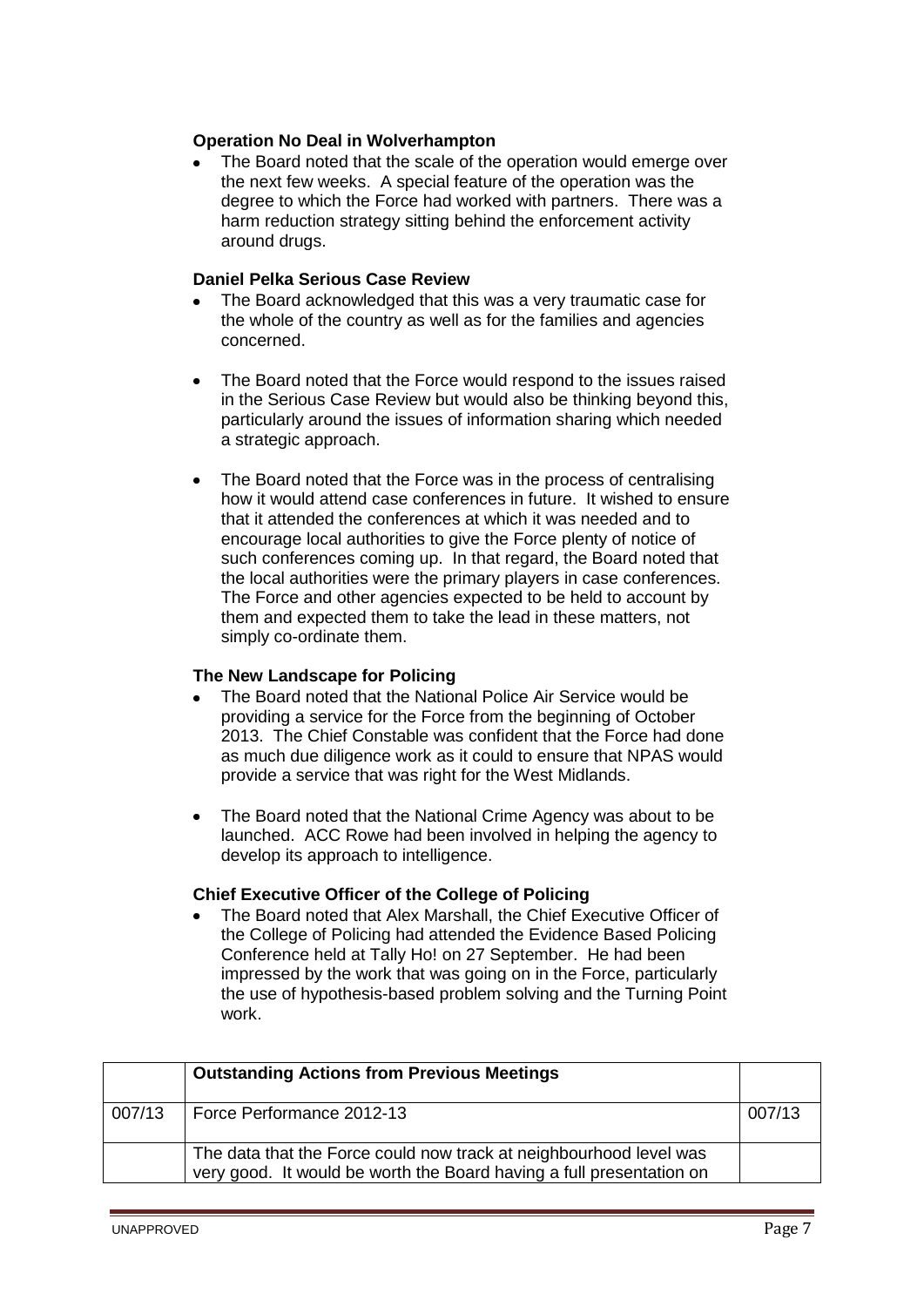**Operation No Deal in Wolverhampton**

- The Board noted that the scale of the operation would emerge over the next few weeks. A special feature of the operation was the degree to which the Force had worked with partners. There was a harm reduction strategy sitting behind the enforcement activity around drugs.

**Daniel Pelka Serious Case Review**

- The Board acknowledged that this was a very traumatic case for the whole of the country as well as for the families and agencies concerned.
- The Board noted that the Force would respond to the issues raised in the Serious Case Review but would also be thinking beyond this, particularly around the issues of information sharing which needed a strategic approach.
- The Board noted that the Force was in the process of centralising how it would attend case conferences in future. It wished to ensure that it attended the conferences at which it was needed and to encourage local authorities to give the Force plenty of notice of such conferences coming up. In that regard, the Board noted that the local authorities were the primary players in case conferences. The Force and other agencies expected to be held to account by them and expected them to take the lead in these matters, not simply co-ordinate them.

**The New Landscape for Policing**

- The Board noted that the National Police Air Service would be providing a service for the Force from the beginning of October 2013. The Chief Constable was confident that the Force had done as much due diligence work as it could to ensure that NPAS would provide a service that was right for the West Midlands.
- The Board noted that the National Crime Agency was about to be launched. ACC Rowe had been involved in helping the agency to develop its approach to intelligence.

**Chief Executive Officer of the College of Policing**

- The Board noted that Alex Marshall, the Chief Executive Officer of the College of Policing had attended the Evidence Based Policing Conference held at Tally Ho! on 27 September. He had been impressed by the work that was going on in the Force, particularly the use of hypothesis-based problem solving and the Turning Point work.

| | **Outstanding Actions from Previous Meetings** | |
|---|---|---|
| 007/13 | Force Performance 2012-13 | 007/13 |
| | The data that the Force could now track at neighbourhood level was very good. It would be worth the Board having a full presentation on | |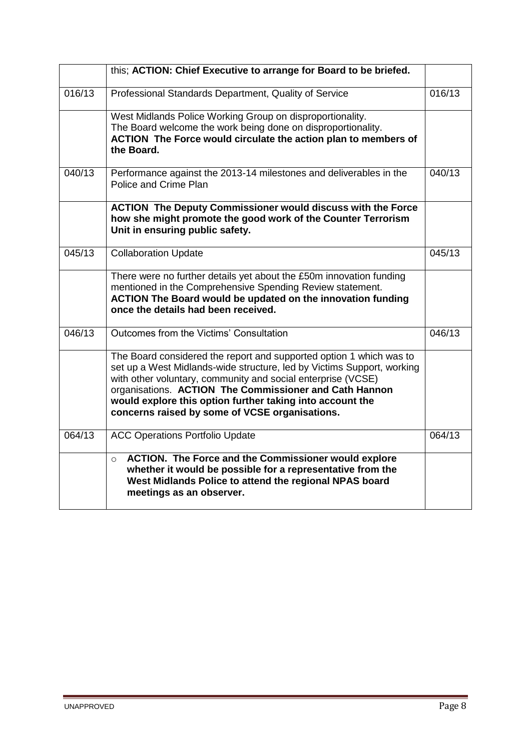| | | |
|---|---|---|
| | this; **ACTION: Chief Executive to arrange for Board to be briefed.** | |
| 016/13 | Professional Standards Department, Quality of Service | 016/13 |
| | West Midlands Police Working Group on disproportionality.<br>The Board welcome the work being done on disproportionality.<br>**ACTION The Force would circulate the action plan to members of the Board.** | |
| 040/13 | Performance against the 2013-14 milestones and deliverables in the Police and Crime Plan | 040/13 |
| | **ACTION The Deputy Commissioner would discuss with the Force how she might promote the good work of the Counter Terrorism Unit in ensuring public safety.** | |
| 045/13 | Collaboration Update | 045/13 |
| | There were no further details yet about the £50m innovation funding mentioned in the Comprehensive Spending Review statement.<br>**ACTION The Board would be updated on the innovation funding once the details had been received.** | |
| 046/13 | Outcomes from the Victims' Consultation | 046/13 |
| | The Board considered the report and supported option 1 which was to set up a West Midlands-wide structure, led by Victims Support, working with other voluntary, community and social enterprise (VCSE) organisations. **ACTION The Commissioner and Cath Hannon would explore this option further taking into account the concerns raised by some of VCSE organisations.** | |
| 064/13 | ACC Operations Portfolio Update | 064/13 |
| | ○ **ACTION. The Force and the Commissioner would explore whether it would be possible for a representative from the West Midlands Police to attend the regional NPAS board meetings as an observer.** | |

UNAPPROVED